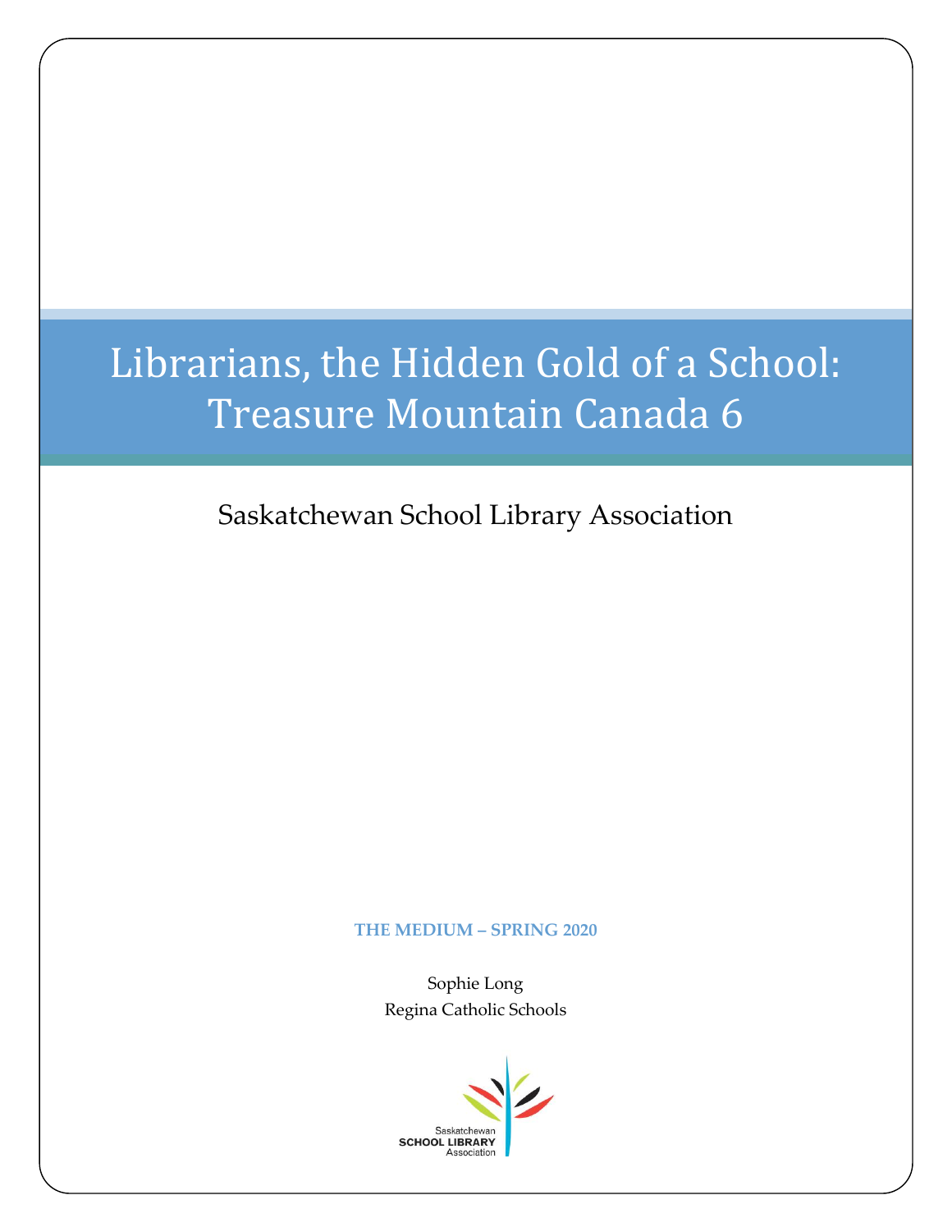# Librarians, the Hidden Gold of a School: Treasure Mountain Canada 6

Saskatchewan School Library Association

**THE MEDIUM – SPRING 2020**

Sophie Long
Regina Catholic Schools

Saskatchewan
SCHOOL LIBRARY
Association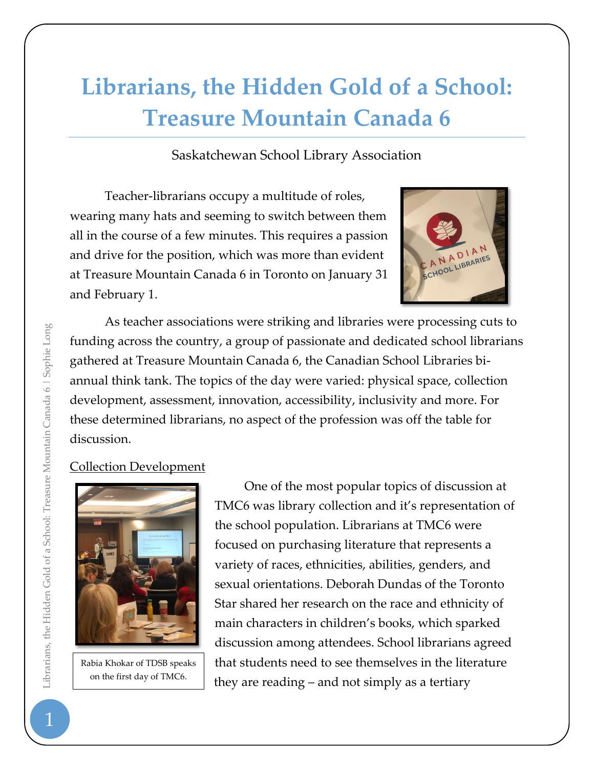# Librarians, the Hidden Gold of a School: Treasure Mountain Canada 6

Saskatchewan School Library Association

Teacher-librarians occupy a multitude of roles, wearing many hats and seeming to switch between them all in the course of a few minutes. This requires a passion and drive for the position, which was more than evident at Treasure Mountain Canada 6 in Toronto on January 31 and February 1.

As teacher associations were striking and libraries were processing cuts to funding across the country, a group of passionate and dedicated school librarians gathered at Treasure Mountain Canada 6, the Canadian School Libraries bi-annual think tank. The topics of the day were varied: physical space, collection development, assessment, innovation, accessibility, inclusivity and more. For these determined librarians, no aspect of the profession was off the table for discussion.

<u>Collection Development</u>

Rabia Khokar of TDSB speaks on the first day of TMC6.

One of the most popular topics of discussion at TMC6 was library collection and it's representation of the school population. Librarians at TMC6 were focused on purchasing literature that represents a variety of races, ethnicities, abilities, genders, and sexual orientations. Deborah Dundas of the Toronto Star shared her research on the race and ethnicity of main characters in children's books, which sparked discussion among attendees. School librarians agreed that students need to see themselves in the literature they are reading – and not simply as a tertiary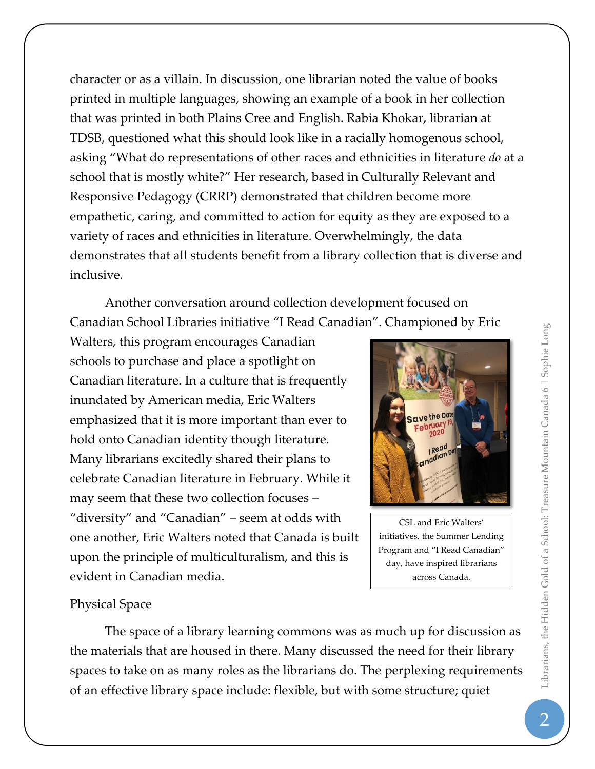character or as a villain. In discussion, one librarian noted the value of books printed in multiple languages, showing an example of a book in her collection that was printed in both Plains Cree and English. Rabia Khokar, librarian at TDSB, questioned what this should look like in a racially homogenous school, asking "What do representations of other races and ethnicities in literature *do* at a school that is mostly white?" Her research, based in Culturally Relevant and Responsive Pedagogy (CRRP) demonstrated that children become more empathetic, caring, and committed to action for equity as they are exposed to a variety of races and ethnicities in literature. Overwhelmingly, the data demonstrates that all students benefit from a library collection that is diverse and inclusive.

Another conversation around collection development focused on Canadian School Libraries initiative "I Read Canadian". Championed by Eric Walters, this program encourages Canadian schools to purchase and place a spotlight on Canadian literature. In a culture that is frequently inundated by American media, Eric Walters emphasized that it is more important than ever to hold onto Canadian identity though literature. Many librarians excitedly shared their plans to celebrate Canadian literature in February. While it may seem that these two collection focuses – "diversity" and "Canadian" – seem at odds with one another, Eric Walters noted that Canada is built upon the principle of multiculturalism, and this is evident in Canadian media.

CSL and Eric Walters' initiatives, the Summer Lending Program and "I Read Canadian" day, have inspired librarians across Canada.

## Physical Space

The space of a library learning commons was as much up for discussion as the materials that are housed in there. Many discussed the need for their library spaces to take on as many roles as the librarians do. The perplexing requirements of an effective library space include: flexible, but with some structure; quiet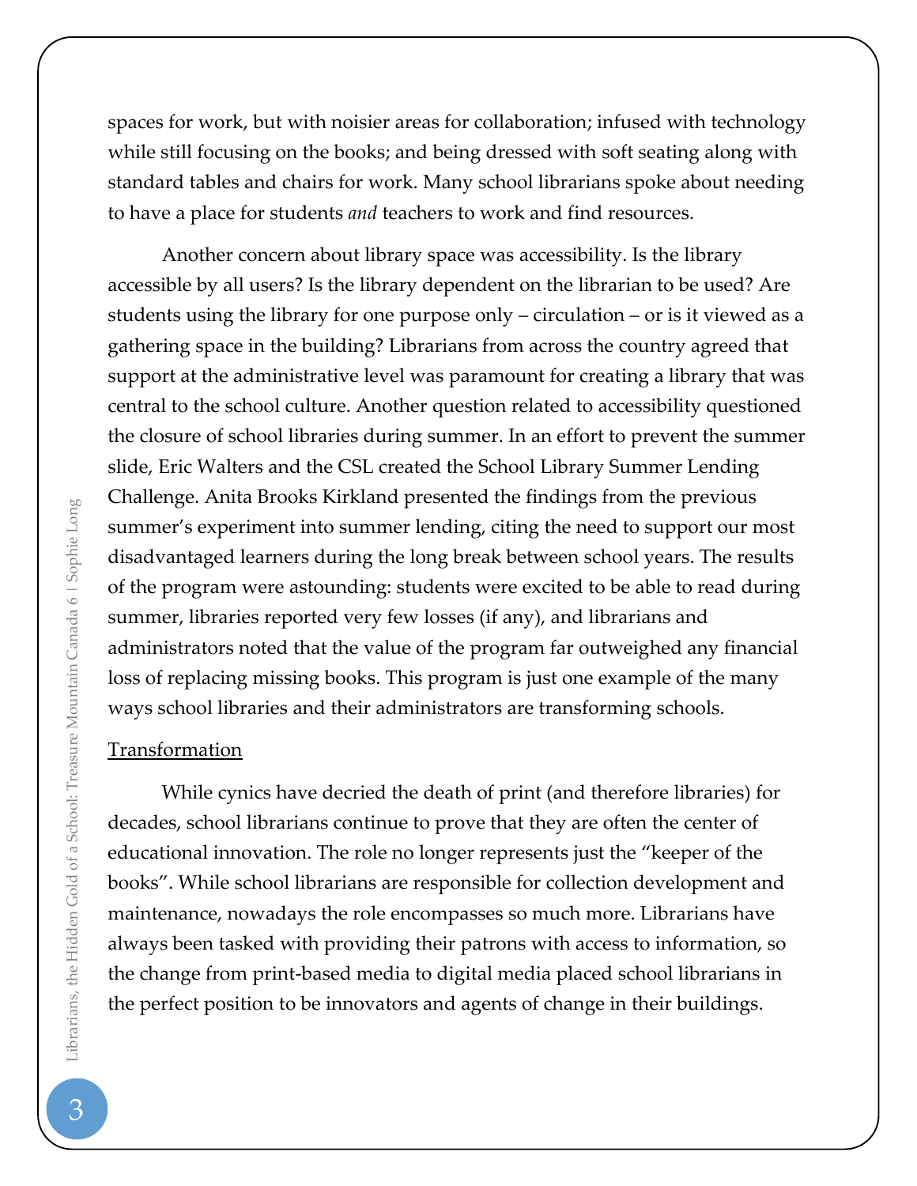spaces for work, but with noisier areas for collaboration; infused with technology while still focusing on the books; and being dressed with soft seating along with standard tables and chairs for work. Many school librarians spoke about needing to have a place for students *and* teachers to work and find resources.

Another concern about library space was accessibility. Is the library accessible by all users? Is the library dependent on the librarian to be used? Are students using the library for one purpose only – circulation – or is it viewed as a gathering space in the building? Librarians from across the country agreed that support at the administrative level was paramount for creating a library that was central to the school culture. Another question related to accessibility questioned the closure of school libraries during summer. In an effort to prevent the summer slide, Eric Walters and the CSL created the School Library Summer Lending Challenge. Anita Brooks Kirkland presented the findings from the previous summer's experiment into summer lending, citing the need to support our most disadvantaged learners during the long break between school years. The results of the program were astounding: students were excited to be able to read during summer, libraries reported very few losses (if any), and librarians and administrators noted that the value of the program far outweighed any financial loss of replacing missing books. This program is just one example of the many ways school libraries and their administrators are transforming schools.

## Transformation

While cynics have decried the death of print (and therefore libraries) for decades, school librarians continue to prove that they are often the center of educational innovation. The role no longer represents just the "keeper of the books". While school librarians are responsible for collection development and maintenance, nowadays the role encompasses so much more. Librarians have always been tasked with providing their patrons with access to information, so the change from print-based media to digital media placed school librarians in the perfect position to be innovators and agents of change in their buildings.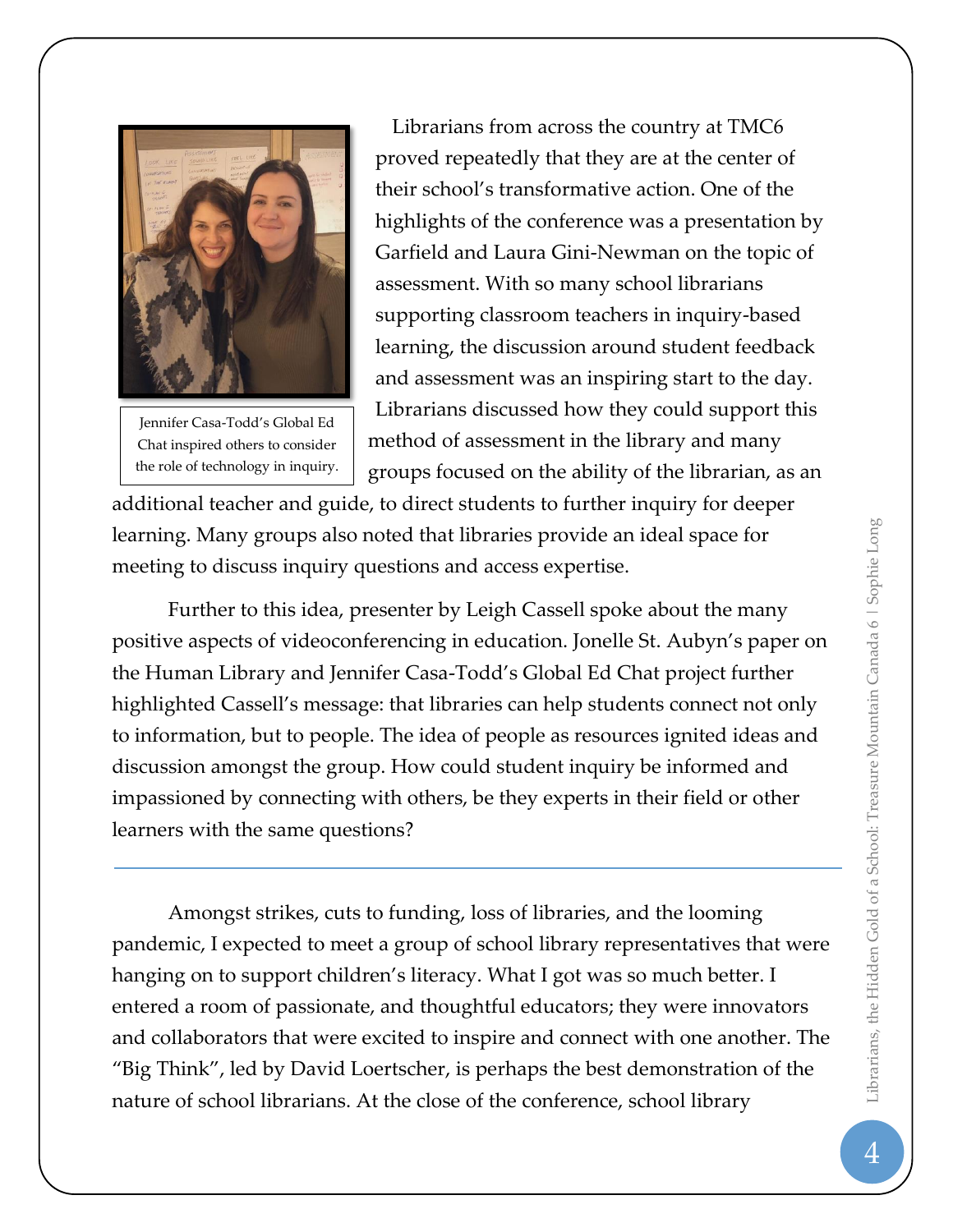Librarians from across the country at TMC6 proved repeatedly that they are at the center of their school's transformative action. One of the highlights of the conference was a presentation by Garfield and Laura Gini-Newman on the topic of assessment. With so many school librarians supporting classroom teachers in inquiry-based learning, the discussion around student feedback and assessment was an inspiring start to the day. Librarians discussed how they could support this method of assessment in the library and many groups focused on the ability of the librarian, as an additional teacher and guide, to direct students to further inquiry for deeper learning. Many groups also noted that libraries provide an ideal space for meeting to discuss inquiry questions and access expertise.

Jennifer Casa-Todd's Global Ed Chat inspired others to consider the role of technology in inquiry.

Further to this idea, presenter by Leigh Cassell spoke about the many positive aspects of videoconferencing in education. Jonelle St. Aubyn's paper on the Human Library and Jennifer Casa-Todd's Global Ed Chat project further highlighted Cassell's message: that libraries can help students connect not only to information, but to people. The idea of people as resources ignited ideas and discussion amongst the group. How could student inquiry be informed and impassioned by connecting with others, be they experts in their field or other learners with the same questions?

---

Amongst strikes, cuts to funding, loss of libraries, and the looming pandemic, I expected to meet a group of school library representatives that were hanging on to support children's literacy. What I got was so much better. I entered a room of passionate, and thoughtful educators; they were innovators and collaborators that were excited to inspire and connect with one another. The "Big Think", led by David Loertscher, is perhaps the best demonstration of the nature of school librarians. At the close of the conference, school library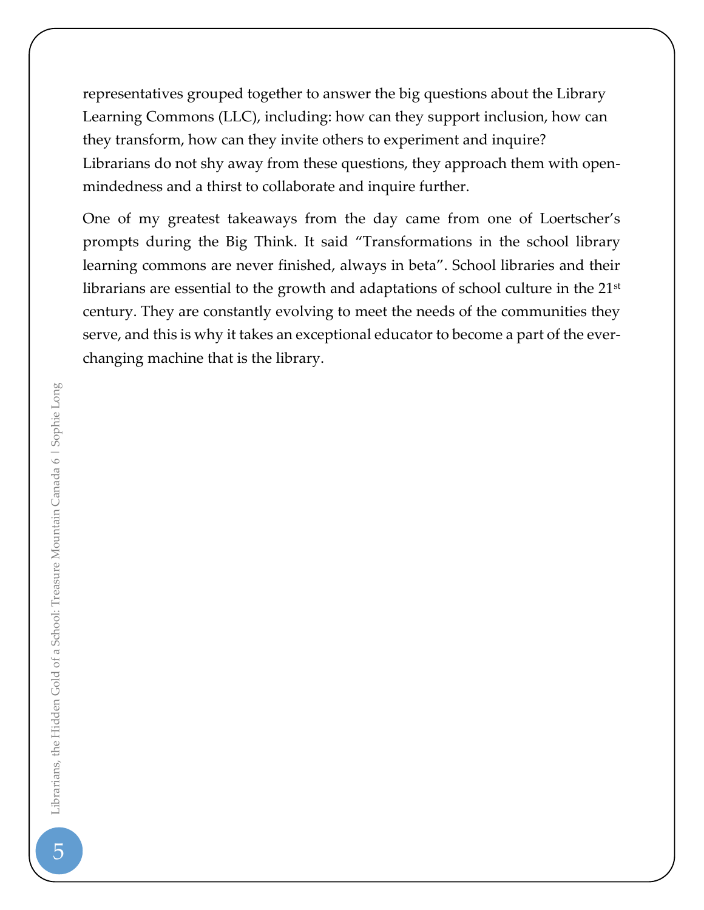representatives grouped together to answer the big questions about the Library Learning Commons (LLC), including: how can they support inclusion, how can they transform, how can they invite others to experiment and inquire? Librarians do not shy away from these questions, they approach them with open-mindedness and a thirst to collaborate and inquire further.

One of my greatest takeaways from the day came from one of Loertscher's prompts during the Big Think. It said "Transformations in the school library learning commons are never finished, always in beta". School libraries and their librarians are essential to the growth and adaptations of school culture in the 21st century. They are constantly evolving to meet the needs of the communities they serve, and this is why it takes an exceptional educator to become a part of the ever-changing machine that is the library.